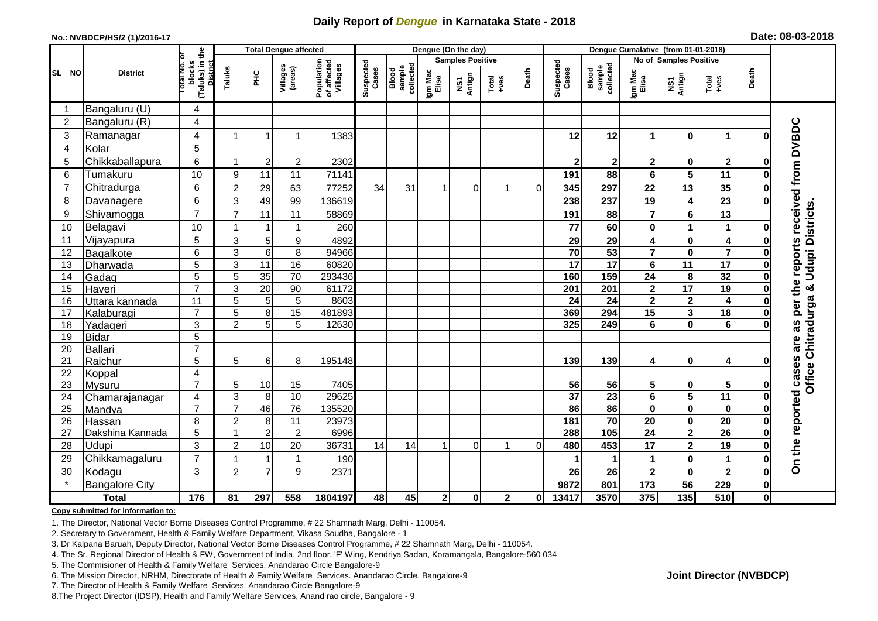# Daily Report of *Dengue* in Karnataka State - 2018

**No.: NVBDCP/HS/2 (1)/2016-17**

**Date: 08-03-2018**

| SL NO | District | Total No. of blocks (Taluks) in the District | Total Dengue affected | | | | Dengue (On the day) | | | | | | | Dengue Cumalative (from 01-01-2018) | | | | | | | |
|---|---|---|---|---|---|---|---|---|---|---|---|---|---|---|---|---|---|---|---|---|
| | | | Taluks | PHC | Villages (areas) | Population of affected Villages | Suspected Cases | Blood sample collected | Samples Positive | | | Death | Suspected Cases | Blood sample collected | No of Samples Positive | | | Death | |
| | | | | | | | | | Igm Mac Elisa | NS1 Antign | Total +ves | | | | Igm Mac Elisa | NS1 Antign | Total +ves | | |
| 1 | Bangaluru (U) | 4 | | | | | | | | | | | | | | | | | On the reported cases are as per the reports received from DVBDC Office Chitradurga & Udupi Districts. |
| 2 | Bangaluru (R) | 4 | | | | | | | | | | | | | | | | | |
| 3 | Ramanagar | 4 | 1 | 1 | 1 | 1383 | | | | | | | 12 | 12 | 1 | 0 | 1 | 0 | |
| 4 | Kolar | 5 | | | | | | | | | | | | | | | | | |
| 5 | Chikkaballapura | 6 | 1 | 2 | 2 | 2302 | | | | | | | 2 | 2 | 2 | 0 | 2 | 0 | |
| 6 | Tumakuru | 10 | 9 | 11 | 11 | 71141 | | | | | | | 191 | 88 | 6 | 5 | 11 | 0 | |
| 7 | Chitradurga | 6 | 2 | 29 | 63 | 77252 | 34 | 31 | 1 | 0 | 1 | 0 | 345 | 297 | 22 | 13 | 35 | 0 | |
| 8 | Davanagere | 6 | 3 | 49 | 99 | 136619 | | | | | | | 238 | 237 | 19 | 4 | 23 | 0 | |
| 9 | Shivamogga | 7 | 7 | 11 | 11 | 58869 | | | | | | | 191 | 88 | 7 | 6 | 13 | | |
| 10 | Belagavi | 10 | 1 | 1 | 1 | 260 | | | | | | | 77 | 60 | 0 | 1 | 1 | 0 | |
| 11 | Vijayapura | 5 | 3 | 5 | 9 | 4892 | | | | | | | 29 | 29 | 4 | 0 | 4 | 0 | |
| 12 | Bagalkote | 6 | 3 | 6 | 8 | 94966 | | | | | | | 70 | 53 | 7 | 0 | 7 | 0 | |
| 13 | Dharwada | 5 | 3 | 11 | 16 | 60820 | | | | | | | 17 | 17 | 6 | 11 | 17 | 0 | |
| 14 | Gadag | 5 | 5 | 35 | 70 | 293436 | | | | | | | 160 | 159 | 24 | 8 | 32 | 0 | |
| 15 | Haveri | 7 | 3 | 20 | 90 | 61172 | | | | | | | 201 | 201 | 2 | 17 | 19 | 0 | |
| 16 | Uttara kannada | 11 | 5 | 5 | 5 | 8603 | | | | | | | 24 | 24 | 2 | 2 | 4 | 0 | |
| 17 | Kalaburagi | 7 | 5 | 8 | 15 | 481893 | | | | | | | 369 | 294 | 15 | 3 | 18 | 0 | |
| 18 | Yadageri | 3 | 2 | 5 | 5 | 12630 | | | | | | | 325 | 249 | 6 | 0 | 6 | 0 | |
| 19 | Bidar | 5 | | | | | | | | | | | | | | | | | |
| 20 | Ballari | 7 | | | | | | | | | | | | | | | | | |
| 21 | Raichur | 5 | 5 | 6 | 8 | 195148 | | | | | | | 139 | 139 | 4 | 0 | 4 | 0 | |
| 22 | Koppal | 4 | | | | | | | | | | | | | | | | | |
| 23 | Mysuru | 7 | 5 | 10 | 15 | 7405 | | | | | | | 56 | 56 | 5 | 0 | 5 | 0 | |
| 24 | Chamarajanagar | 4 | 3 | 8 | 10 | 29625 | | | | | | | 37 | 23 | 6 | 5 | 11 | 0 | |
| 25 | Mandya | 7 | 7 | 46 | 76 | 135520 | | | | | | | 86 | 86 | 0 | 0 | 0 | 0 | |
| 26 | Hassan | 8 | 2 | 8 | 11 | 23973 | | | | | | | 181 | 70 | 20 | 0 | 20 | 0 | |
| 27 | Dakshina Kannada | 5 | 1 | 2 | 2 | 6996 | | | | | | | 288 | 105 | 24 | 2 | 26 | 0 | |
| 28 | Udupi | 3 | 2 | 10 | 20 | 36731 | 14 | 14 | 1 | 0 | 1 | 0 | 480 | 453 | 17 | 2 | 19 | 0 | |
| 29 | Chikkamagaluru | 7 | 1 | 1 | 1 | 190 | | | | | | | 1 | 1 | 1 | 0 | 1 | 0 | |
| 30 | Kodagu | 3 | 2 | 7 | 9 | 2371 | | | | | | | 26 | 26 | 2 | 0 | 2 | 0 | |
| * | Bangalore City | | | | | | | | | | | | 9872 | 801 | 173 | 56 | 229 | 0 | |
| | **Total** | **176** | **81** | **297** | **558** | **1804197** | **48** | **45** | **2** | **0** | **2** | **0** | **13417** | **3570** | **375** | **135** | **510** | **0** | |

**Copy submitted for information to:**

1. The Director, National Vector Borne Diseases Control Programme, # 22 Shamnath Marg, Delhi - 110054.
2. Secretary to Government, Health & Family Welfare Department, Vikasa Soudha, Bangalore - 1
3. Dr Kalpana Baruah, Deputy Director, National Vector Borne Diseases Control Programme, # 22 Shamnath Marg, Delhi - 110054.
4. The Sr. Regional Director of Health & FW, Government of India, 2nd floor, 'F' Wing, Kendriya Sadan, Koramangala, Bangalore-560 034
5. The Commisioner of Health & Family Welfare Services. Anandarao Circle Bangalore-9
6. The Mission Director, NRHM, Directorate of Health & Family Welfare Services. Anandarao Circle, Bangalore-9
7. The Director of Health & Family Welfare Services. Anandarao Circle Bangalore-9
8. The Project Director (IDSP), Health and Family Welfare Services, Anand rao circle, Bangalore - 9

**Joint Director (NVBDCP)**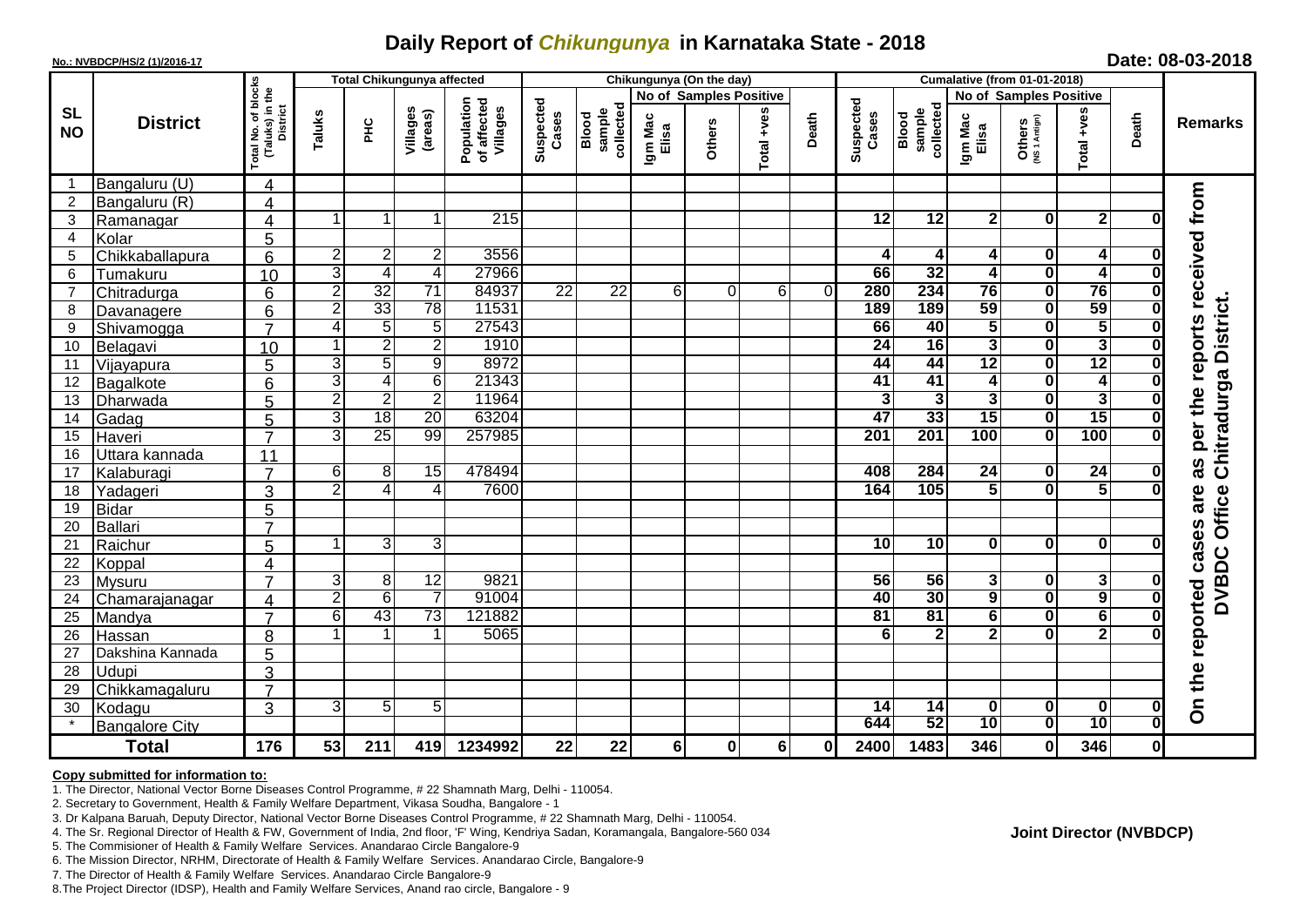# Daily Report of *Chikungunya* in Karnataka State - 2018

**No.: NVBDCP/HS/2 (1)/2016-17**

**Date: 08-03-2018**

| SL NO | District | Total No. of blocks (Taluks) in the District | Total Chikungunya affected | | | | Chikungunya (On the day) | | | | | | | Cumalative (from 01-01-2018) | | | | | | | Remarks |
|---|---|---|---|---|---|---|---|---|---|---|---|---|---|---|---|---|---|---|---|---|---|
| | | | | | | | | | No of Samples Positive | | | | | | | No of Samples Positive | | | | | |
| | | | Taluks | PHC | Villages (areas) | Population of affected Villages | Suspected Cases | Blood sample collected | Igm Mac Elisa | Others | Total +ves | Death | Suspected Cases | Blood sample collected | Igm Mac Elisa | Others (NS 1 Antign) | Total +ves | Death | |
| 1 | Bangaluru (U) | 4 | | | | | | | | | | | | | | | | | On the reported cases are as per the reports received from DVBDC Office Chitradurga District. |
| 2 | Bangaluru (R) | 4 | | | | | | | | | | | | | | | | | |
| 3 | Ramanagar | 4 | 1 | 1 | 1 | 215 | | | | | | | 12 | 12 | 2 | 0 | 2 | 0 | |
| 4 | Kolar | 5 | | | | | | | | | | | | | | | | | |
| 5 | Chikkaballapura | 6 | 2 | 2 | 2 | 3556 | | | | | | | 4 | 4 | 4 | 0 | 4 | 0 | |
| 6 | Tumakuru | 10 | 3 | 4 | 4 | 27966 | | | | | | | 66 | 32 | 4 | 0 | 4 | 0 | |
| 7 | Chitradurga | 6 | 2 | 32 | 71 | 84937 | 22 | 22 | 6 | 0 | 6 | 0 | 280 | 234 | 76 | 0 | 76 | 0 | |
| 8 | Davanagere | 6 | 2 | 33 | 78 | 11531 | | | | | | | 189 | 189 | 59 | 0 | 59 | 0 | |
| 9 | Shivamogga | 7 | 4 | 5 | 5 | 27543 | | | | | | | 66 | 40 | 5 | 0 | 5 | 0 | |
| 10 | Belagavi | 10 | 1 | 2 | 2 | 1910 | | | | | | | 24 | 16 | 3 | 0 | 3 | 0 | |
| 11 | Vijayapura | 5 | 3 | 5 | 9 | 8972 | | | | | | | 44 | 44 | 12 | 0 | 12 | 0 | |
| 12 | Bagalkote | 6 | 3 | 4 | 6 | 21343 | | | | | | | 41 | 41 | 4 | 0 | 4 | 0 | |
| 13 | Dharwada | 5 | 2 | 2 | 2 | 11964 | | | | | | | 3 | 3 | 3 | 0 | 3 | 0 | |
| 14 | Gadag | 5 | 3 | 18 | 20 | 63204 | | | | | | | 47 | 33 | 15 | 0 | 15 | 0 | |
| 15 | Haveri | 7 | 3 | 25 | 99 | 257985 | | | | | | | 201 | 201 | 100 | 0 | 100 | 0 | |
| 16 | Uttara kannada | 11 | | | | | | | | | | | | | | | | | |
| 17 | Kalaburagi | 7 | 6 | 8 | 15 | 478494 | | | | | | | 408 | 284 | 24 | 0 | 24 | 0 | |
| 18 | Yadageri | 3 | 2 | 4 | 4 | 7600 | | | | | | | 164 | 105 | 5 | 0 | 5 | 0 | |
| 19 | Bidar | 5 | | | | | | | | | | | | | | | | | |
| 20 | Ballari | 7 | | | | | | | | | | | | | | | | | |
| 21 | Raichur | 5 | 1 | 3 | 3 | | | | | | | | 10 | 10 | 0 | 0 | 0 | 0 | |
| 22 | Koppal | 4 | | | | | | | | | | | | | | | | | |
| 23 | Mysuru | 7 | 3 | 8 | 12 | 9821 | | | | | | | 56 | 56 | 3 | 0 | 3 | 0 | |
| 24 | Chamarajanagar | 4 | 2 | 6 | 7 | 91004 | | | | | | | 40 | 30 | 9 | 0 | 9 | 0 | |
| 25 | Mandya | 7 | 6 | 43 | 73 | 121882 | | | | | | | 81 | 81 | 6 | 0 | 6 | 0 | |
| 26 | Hassan | 8 | 1 | 1 | 1 | 5065 | | | | | | | 6 | 2 | 2 | 0 | 2 | 0 | |
| 27 | Dakshina Kannada | 5 | | | | | | | | | | | | | | | | | |
| 28 | Udupi | 3 | | | | | | | | | | | | | | | | | |
| 29 | Chikkamagaluru | 7 | | | | | | | | | | | | | | | | | |
| 30 | Kodagu | 3 | 3 | 5 | 5 | | | | | | | | 14 | 14 | 0 | 0 | 0 | 0 | |
| * | Bangalore City | | | | | | | | | | | | 644 | 52 | 10 | 0 | 10 | 0 | |
| | **Total** | **176** | **53** | **211** | **419** | **1234992** | **22** | **22** | **6** | **0** | **6** | **0** | **2400** | **1483** | **346** | **0** | **346** | **0** | |

**Copy submitted for information to:**

1. The Director, National Vector Borne Diseases Control Programme, # 22 Shamnath Marg, Delhi - 110054.
2. Secretary to Government, Health & Family Welfare Department, Vikasa Soudha, Bangalore - 1
3. Dr Kalpana Baruah, Deputy Director, National Vector Borne Diseases Control Programme, # 22 Shamnath Marg, Delhi - 110054.
4. The Sr. Regional Director of Health & FW, Government of India, 2nd floor, 'F' Wing, Kendriya Sadan, Koramangala, Bangalore-560 034
5. The Commisioner of Health & Family Welfare Services. Anandarao Circle Bangalore-9
6. The Mission Director, NRHM, Directorate of Health & Family Welfare Services. Anandarao Circle, Bangalore-9
7. The Director of Health & Family Welfare Services. Anandarao Circle Bangalore-9
8. The Project Director (IDSP), Health and Family Welfare Services, Anand rao circle, Bangalore - 9

**Joint Director (NVBDCP)**